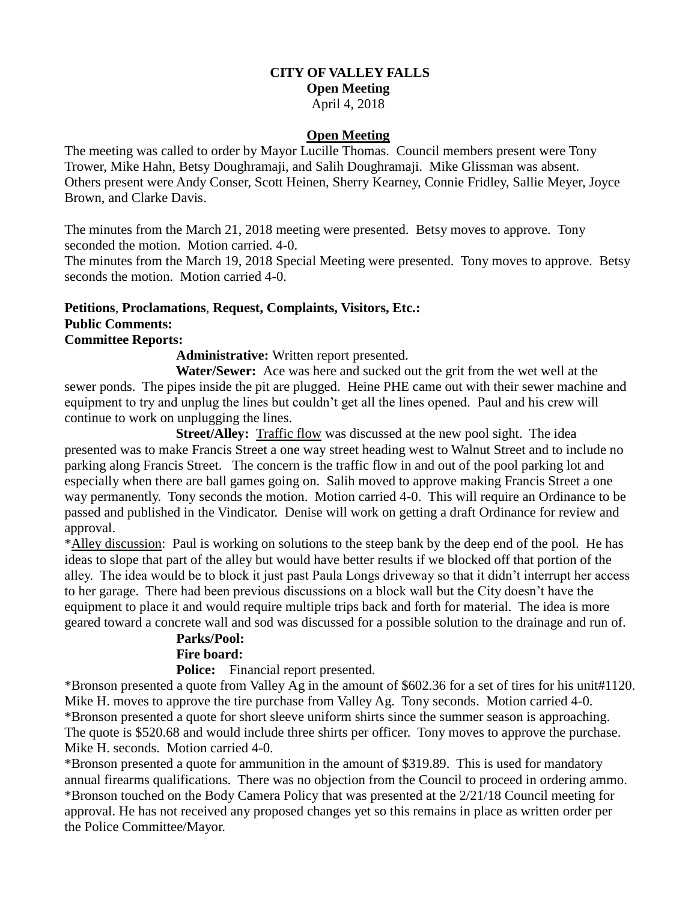**CITY OF VALLEY FALLS**
**Open Meeting**
April 4, 2018

**Open Meeting**

The meeting was called to order by Mayor Lucille Thomas. Council members present were Tony Trower, Mike Hahn, Betsy Doughramaji, and Salih Doughramaji. Mike Glissman was absent. Others present were Andy Conser, Scott Heinen, Sherry Kearney, Connie Fridley, Sallie Meyer, Joyce Brown, and Clarke Davis.

The minutes from the March 21, 2018 meeting were presented. Betsy moves to approve. Tony seconded the motion. Motion carried. 4-0.
The minutes from the March 19, 2018 Special Meeting were presented. Tony moves to approve. Betsy seconds the motion. Motion carried 4-0.

**Petitions**, **Proclamations**, **Request, Complaints, Visitors, Etc.:**
**Public Comments:**
**Committee Reports:**

**Administrative:** Written report presented.

**Water/Sewer:** Ace was here and sucked out the grit from the wet well at the sewer ponds. The pipes inside the pit are plugged. Heine PHE came out with their sewer machine and equipment to try and unplug the lines but couldn't get all the lines opened. Paul and his crew will continue to work on unplugging the lines.

**Street/Alley:** Traffic flow was discussed at the new pool sight. The idea presented was to make Francis Street a one way street heading west to Walnut Street and to include no parking along Francis Street. The concern is the traffic flow in and out of the pool parking lot and especially when there are ball games going on. Salih moved to approve making Francis Street a one way permanently. Tony seconds the motion. Motion carried 4-0. This will require an Ordinance to be passed and published in the Vindicator. Denise will work on getting a draft Ordinance for review and approval.

*Alley discussion: Paul is working on solutions to the steep bank by the deep end of the pool. He has ideas to slope that part of the alley but would have better results if we blocked off that portion of the alley. The idea would be to block it just past Paula Longs driveway so that it didn't interrupt her access to her garage. There had been previous discussions on a block wall but the City doesn't have the equipment to place it and would require multiple trips back and forth for material. The idea is more geared toward a concrete wall and sod was discussed for a possible solution to the drainage and run of.

**Parks/Pool:**

**Fire board:**

**Police:** Financial report presented.

*Bronson presented a quote from Valley Ag in the amount of $602.36 for a set of tires for his unit#1120. Mike H. moves to approve the tire purchase from Valley Ag. Tony seconds. Motion carried 4-0.
*Bronson presented a quote for short sleeve uniform shirts since the summer season is approaching. The quote is $520.68 and would include three shirts per officer. Tony moves to approve the purchase. Mike H. seconds. Motion carried 4-0.
*Bronson presented a quote for ammunition in the amount of $319.89. This is used for mandatory annual firearms qualifications. There was no objection from the Council to proceed in ordering ammo.
*Bronson touched on the Body Camera Policy that was presented at the 2/21/18 Council meeting for approval. He has not received any proposed changes yet so this remains in place as written order per the Police Committee/Mayor.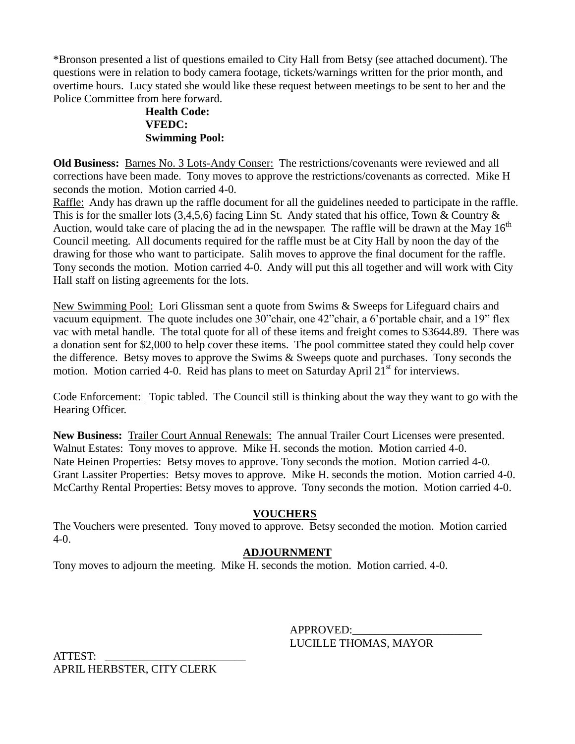*Bronson presented a list of questions emailed to City Hall from Betsy (see attached document). The questions were in relation to body camera footage, tickets/warnings written for the prior month, and overtime hours. Lucy stated she would like these request between meetings to be sent to her and the Police Committee from here forward.

**Health Code:**
**VFEDC:**
**Swimming Pool:**

**Old Business:** Barnes No. 3 Lots-Andy Conser: The restrictions/covenants were reviewed and all corrections have been made. Tony moves to approve the restrictions/covenants as corrected. Mike H seconds the motion. Motion carried 4-0.

Raffle: Andy has drawn up the raffle document for all the guidelines needed to participate in the raffle. This is for the smaller lots (3,4,5,6) facing Linn St. Andy stated that his office, Town & Country & Auction, would take care of placing the ad in the newspaper. The raffle will be drawn at the May 16th Council meeting. All documents required for the raffle must be at City Hall by noon the day of the drawing for those who want to participate. Salih moves to approve the final document for the raffle. Tony seconds the motion. Motion carried 4-0. Andy will put this all together and will work with City Hall staff on listing agreements for the lots.

New Swimming Pool: Lori Glissman sent a quote from Swims & Sweeps for Lifeguard chairs and vacuum equipment. The quote includes one 30"chair, one 42"chair, a 6'portable chair, and a 19" flex vac with metal handle. The total quote for all of these items and freight comes to $3644.89. There was a donation sent for $2,000 to help cover these items. The pool committee stated they could help cover the difference. Betsy moves to approve the Swims & Sweeps quote and purchases. Tony seconds the motion. Motion carried 4-0. Reid has plans to meet on Saturday April 21st for interviews.

Code Enforcement: Topic tabled. The Council still is thinking about the way they want to go with the Hearing Officer.

**New Business:** Trailer Court Annual Renewals: The annual Trailer Court Licenses were presented.
Walnut Estates: Tony moves to approve. Mike H. seconds the motion. Motion carried 4-0.
Nate Heinen Properties: Betsy moves to approve. Tony seconds the motion. Motion carried 4-0.
Grant Lassiter Properties: Betsy moves to approve. Mike H. seconds the motion. Motion carried 4-0.
McCarthy Rental Properties: Betsy moves to approve. Tony seconds the motion. Motion carried 4-0.

## VOUCHERS

The Vouchers were presented. Tony moved to approve. Betsy seconded the motion. Motion carried 4-0.

## ADJOURNMENT

Tony moves to adjourn the meeting. Mike H. seconds the motion. Motion carried. 4-0.

APPROVED:_______________________
LUCILLE THOMAS, MAYOR

ATTEST: _________________________
APRIL HERBSTER, CITY CLERK